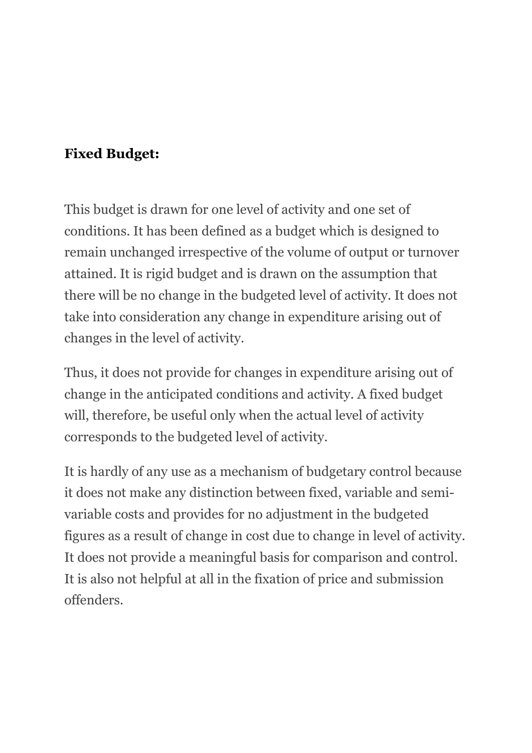**Fixed Budget:**

This budget is drawn for one level of activity and one set of conditions. It has been defined as a budget which is designed to remain unchanged irrespective of the volume of output or turnover attained. It is rigid budget and is drawn on the assumption that there will be no change in the budgeted level of activity. It does not take into consideration any change in expenditure arising out of changes in the level of activity.

Thus, it does not provide for changes in expenditure arising out of change in the anticipated conditions and activity. A fixed budget will, therefore, be useful only when the actual level of activity corresponds to the budgeted level of activity.

It is hardly of any use as a mechanism of budgetary control because it does not make any distinction between fixed, variable and semi-variable costs and provides for no adjustment in the budgeted figures as a result of change in cost due to change in level of activity. It does not provide a meaningful basis for comparison and control. It is also not helpful at all in the fixation of price and submission offenders.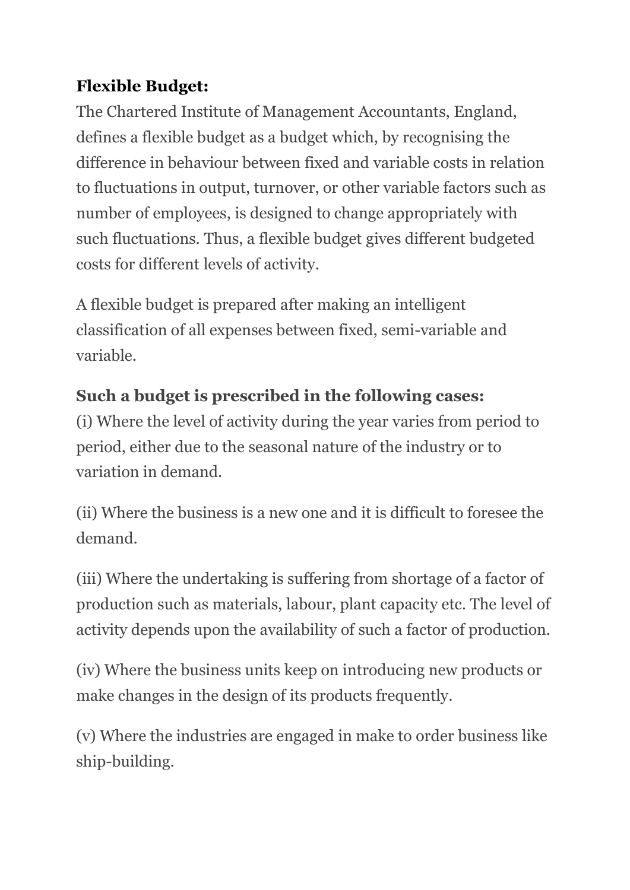**Flexible Budget:**

The Chartered Institute of Management Accountants, England, defines a flexible budget as a budget which, by recognising the difference in behaviour between fixed and variable costs in relation to fluctuations in output, turnover, or other variable factors such as number of employees, is designed to change appropriately with such fluctuations. Thus, a flexible budget gives different budgeted costs for different levels of activity.

A flexible budget is prepared after making an intelligent classification of all expenses between fixed, semi-variable and variable.

**Such a budget is prescribed in the following cases:**

(i) Where the level of activity during the year varies from period to period, either due to the seasonal nature of the industry or to variation in demand.

(ii) Where the business is a new one and it is difficult to foresee the demand.

(iii) Where the undertaking is suffering from shortage of a factor of production such as materials, labour, plant capacity etc. The level of activity depends upon the availability of such a factor of production.

(iv) Where the business units keep on introducing new products or make changes in the design of its products frequently.

(v) Where the industries are engaged in make to order business like ship-building.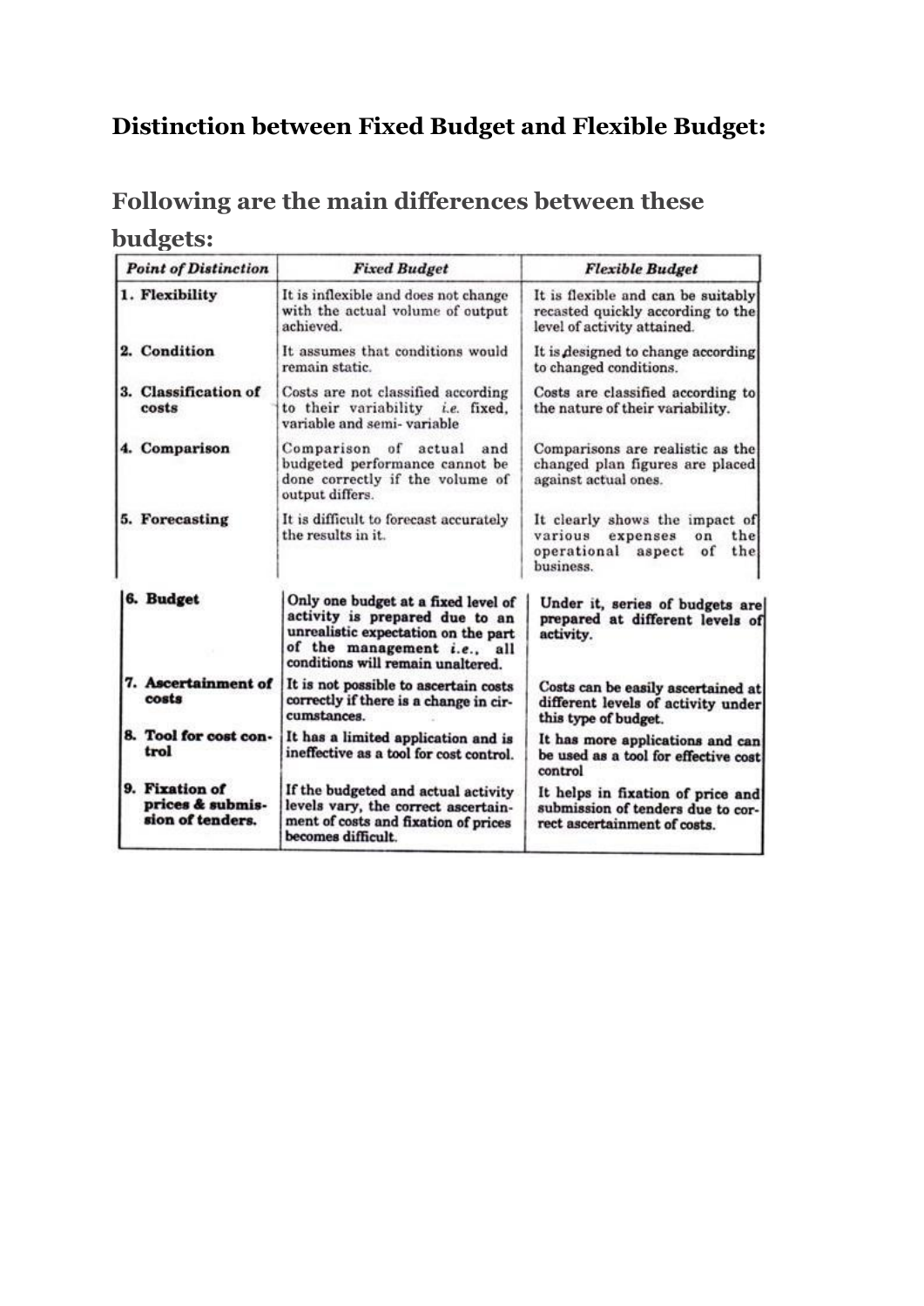## Distinction between Fixed Budget and Flexible Budget:

### Following are the main differences between these budgets:

| *Point of Distinction* | *Fixed Budget* | *Flexible Budget* |
|---|---|---|
| 1. Flexibility | It is inflexible and does not change with the actual volume of output achieved. | It is flexible and can be suitably recasted quickly according to the level of activity attained. |
| 2. Condition | It assumes that conditions would remain static. | It is designed to change according to changed conditions. |
| 3. Classification of costs | Costs are not classified according to their variability *i.e.* fixed, variable and semi- variable | Costs are classified according to the nature of their variability. |
| 4. Comparison | Comparison of actual and budgeted performance cannot be done correctly if the volume of output differs. | Comparisons are realistic as the changed plan figures are placed against actual ones. |
| 5. Forecasting | It is difficult to forecast accurately the results in it. | It clearly shows the impact of various expenses on the operational aspect of the business. |
| 6. Budget | Only one budget at a fixed level of activity is prepared due to an unrealistic expectation on the part of the management *i.e.,* all conditions will remain unaltered. | Under it, series of budgets are prepared at different levels of activity. |
| 7. Ascertainment of costs | It is not possible to ascertain costs correctly if there is a change in circumstances. | Costs can be easily ascertained at different levels of activity under this type of budget. |
| 8. Tool for cost control | It has a limited application and is ineffective as a tool for cost control. | It has more applications and can be used as a tool for effective cost control |
| 9. Fixation of prices & submission of tenders. | If the budgeted and actual activity levels vary, the correct ascertainment of costs and fixation of prices becomes difficult. | It helps in fixation of price and submission of tenders due to correct ascertainment of costs. |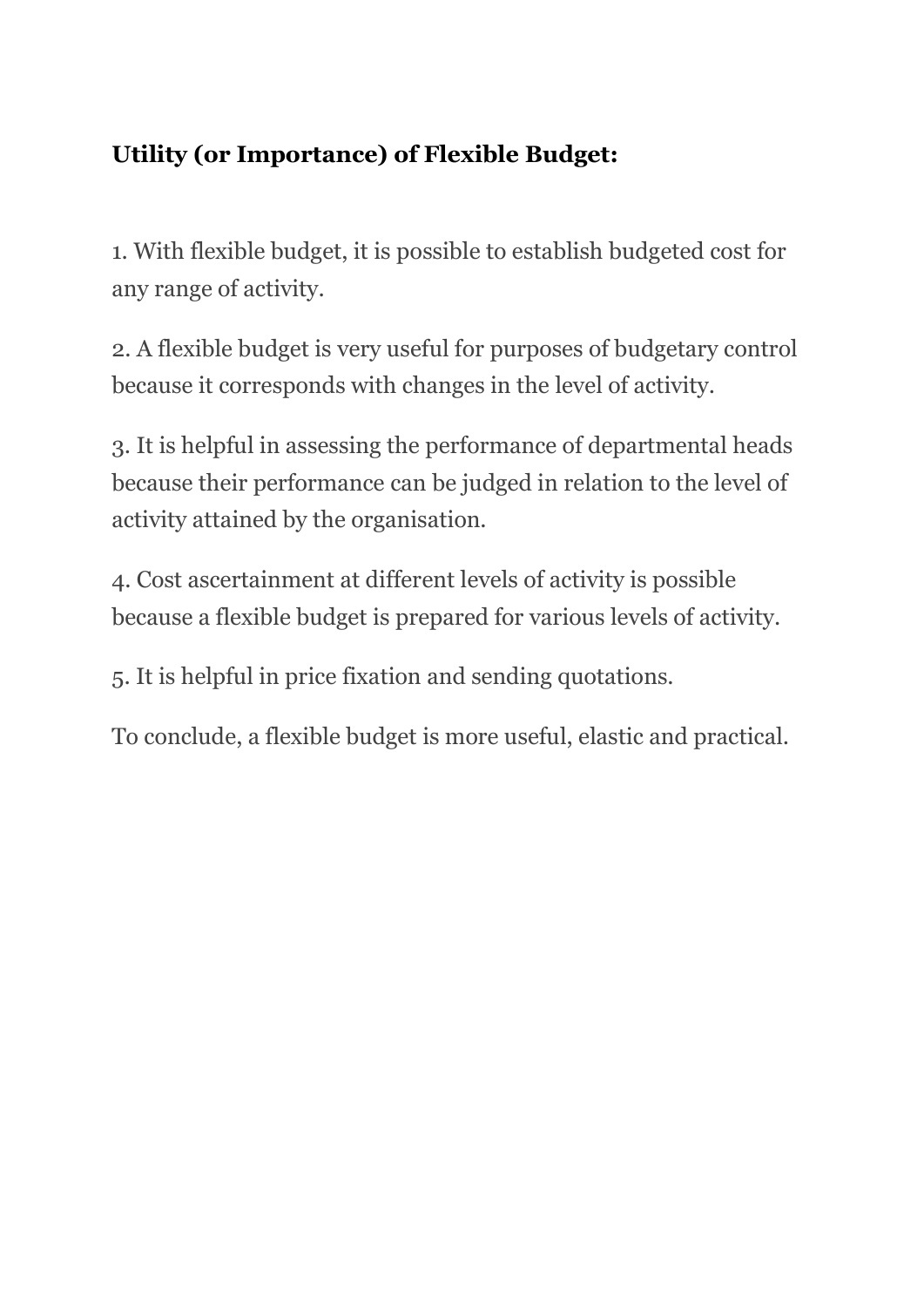**Utility (or Importance) of Flexible Budget:**

1. With flexible budget, it is possible to establish budgeted cost for any range of activity.

2. A flexible budget is very useful for purposes of budgetary control because it corresponds with changes in the level of activity.

3. It is helpful in assessing the performance of departmental heads because their performance can be judged in relation to the level of activity attained by the organisation.

4. Cost ascertainment at different levels of activity is possible because a flexible budget is prepared for various levels of activity.

5. It is helpful in price fixation and sending quotations.

To conclude, a flexible budget is more useful, elastic and practical.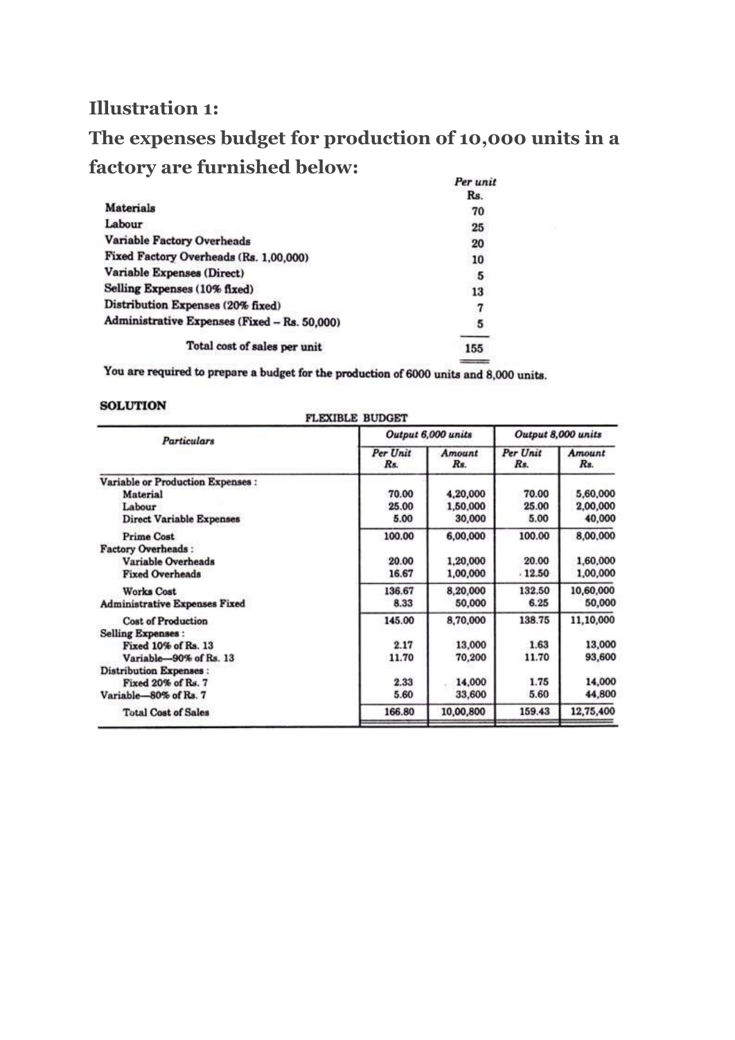### Illustration 1:

### The expenses budget for production of 10,000 units in a factory are furnished below:

| | Per unit Rs. |
|---|---|
| Materials | 70 |
| Labour | 25 |
| Variable Factory Overheads | 20 |
| Fixed Factory Overheads (Rs. 1,00,000) | 10 |
| Variable Expenses (Direct) | 5 |
| Selling Expenses (10% fixed) | 13 |
| Distribution Expenses (20% fixed) | 7 |
| Administrative Expenses (Fixed – Rs. 50,000) | 5 |
| Total cost of sales per unit | 155 |

You are required to prepare a budget for the production of 6000 units and 8,000 units.

**SOLUTION**

FLEXIBLE BUDGET

| Particulars | Output 6,000 units | | Output 8,000 units | |
|---|---|---|---|---|
| | Per Unit Rs. | Amount Rs. | Per Unit Rs. | Amount Rs. |
| Variable or Production Expenses : | | | | |
| Material | 70.00 | 4,20,000 | 70.00 | 5,60,000 |
| Labour | 25.00 | 1,50,000 | 25.00 | 2,00,000 |
| Direct Variable Expenses | 5.00 | 30,000 | 5.00 | 40,000 |
| Prime Cost | 100.00 | 6,00,000 | 100.00 | 8,00,000 |
| Factory Overheads : | | | | |
| Variable Overheads | 20.00 | 1,20,000 | 20.00 | 1,60,000 |
| Fixed Overheads | 16.67 | 1,00,000 | 12.50 | 1,00,000 |
| Works Cost | 136.67 | 8,20,000 | 132.50 | 10,60,000 |
| Administrative Expenses Fixed | 8.33 | 50,000 | 6.25 | 50,000 |
| Cost of Production | 145.00 | 8,70,000 | 138.75 | 11,10,000 |
| Selling Expenses : | | | | |
| Fixed 10% of Rs. 13 | 2.17 | 13,000 | 1.63 | 13,000 |
| Variable—90% of Rs. 13 | 11.70 | 70,200 | 11.70 | 93,600 |
| Distribution Expenses : | | | | |
| Fixed 20% of Rs. 7 | 2.33 | 14,000 | 1.75 | 14,000 |
| Variable—80% of Rs. 7 | 5.60 | 33,600 | 5.60 | 44,800 |
| Total Cost of Sales | 166.80 | 10,00,800 | 159.43 | 12,75,400 |